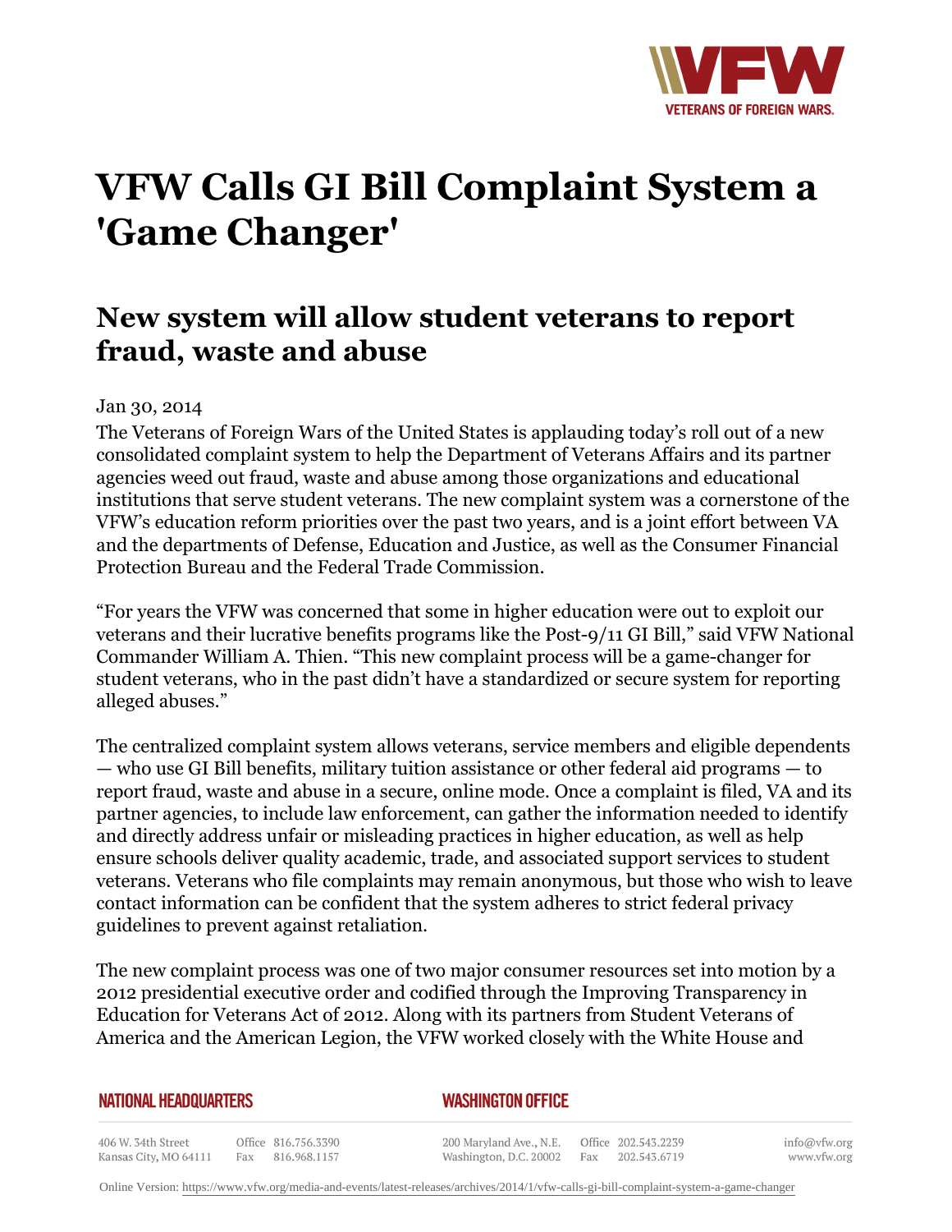# VFW Calls GI Bill Complaint System a 'Game Changer'

## New system will allow student veterans to report fraud, waste and abuse

Jan 30, 2014

The Veterans of Foreign Wars of the United States is applauding today's roll out of a new consolidated complaint system to help the Department of Veterans Affairs and its partner agencies weed out fraud, waste and abuse among those organizations and educational institutions that serve student veterans. The new complaint system was a cornerstone of the VFW's education reform priorities over the past two years, and is a joint effort between VA and the departments of Defense, Education and Justice, as well as the Consumer Financial Protection Bureau and the Federal Trade Commission.

"For years the VFW was concerned that some in higher education were out to exploit our veterans and their lucrative benefits programs like the Post-9/11 GI Bill," said VFW National Commander William A. Thien. "This new complaint process will be a game-changer for student veterans, who in the past didn't have a standardized or secure system for reporting alleged abuses."

The centralized complaint system allows veterans, service members and eligible dependents — who use GI Bill benefits, military tuition assistance or other federal aid programs — to report fraud, waste and abuse in a secure, online mode. Once a complaint is filed, VA and its partner agencies, to include law enforcement, can gather the information needed to identify and directly address unfair or misleading practices in higher education, as well as help ensure schools deliver quality academic, trade, and associated support services to student veterans. Veterans who file complaints may remain anonymous, but those who wish to leave contact information can be confident that the system adheres to strict federal privacy guidelines to prevent against retaliation.

The new complaint process was one of two major consumer resources set into motion by a 2012 presidential executive order and codified through the Improving Transparency in Education for Veterans Act of 2012. Along with its partners from Student Veterans of America and the American Legion, the VFW worked closely with the White House and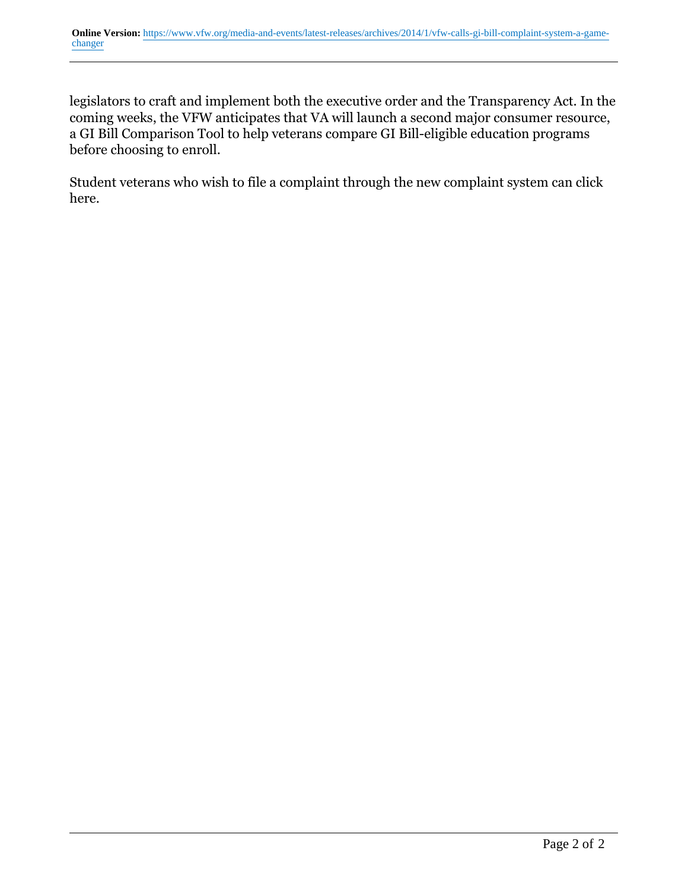legislators to craft and implement both the executive order and the Transparency Act. In the coming weeks, the VFW anticipates that VA will launch a second major consumer resource, a GI Bill Comparison Tool to help veterans compare GI Bill-eligible education programs before choosing to enroll.

Student veterans who wish to file a complaint through the new complaint system can click here.